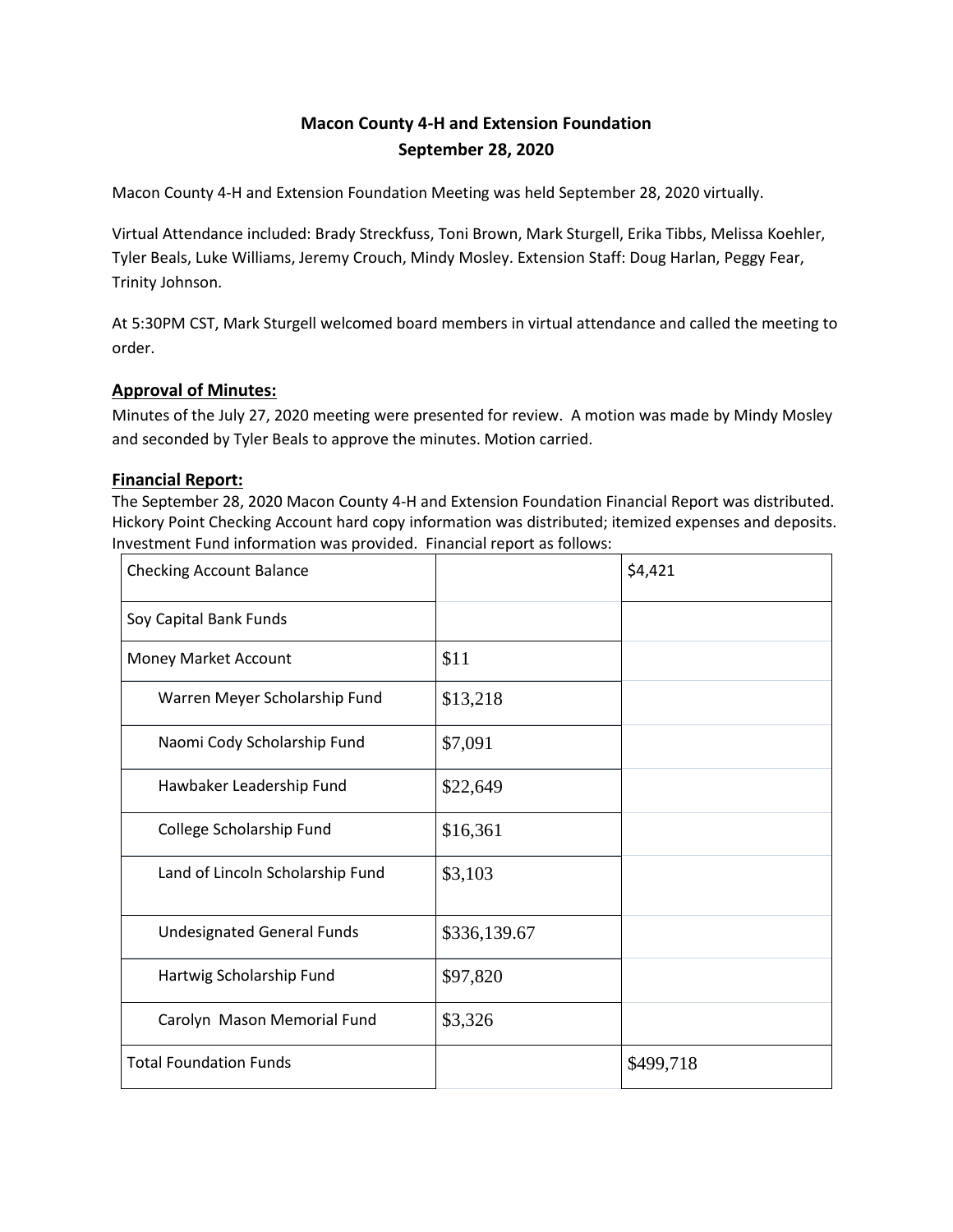# Macon County 4-H and Extension Foundation
## September 28, 2020

Macon County 4-H and Extension Foundation Meeting was held September 28, 2020 virtually.

Virtual Attendance included: Brady Streckfuss, Toni Brown, Mark Sturgell, Erika Tibbs, Melissa Koehler, Tyler Beals, Luke Williams, Jeremy Crouch, Mindy Mosley. Extension Staff: Doug Harlan, Peggy Fear, Trinity Johnson.

At 5:30PM CST, Mark Sturgell welcomed board members in virtual attendance and called the meeting to order.

### Approval of Minutes:

Minutes of the July 27, 2020 meeting were presented for review. A motion was made by Mindy Mosley and seconded by Tyler Beals to approve the minutes. Motion carried.

### Financial Report:

The September 28, 2020 Macon County 4-H and Extension Foundation Financial Report was distributed. Hickory Point Checking Account hard copy information was distributed; itemized expenses and deposits. Investment Fund information was provided. Financial report as follows:

| Checking Account Balance | | $4,421 |
|---|---|---|
| Soy Capital Bank Funds | | |
| Money Market Account | $11 | |
| Warren Meyer Scholarship Fund | $13,218 | |
| Naomi Cody Scholarship Fund | $7,091 | |
| Hawbaker Leadership Fund | $22,649 | |
| College Scholarship Fund | $16,361 | |
| Land of Lincoln Scholarship Fund | $3,103 | |
| Undesignated General Funds | $336,139.67 | |
| Hartwig Scholarship Fund | $97,820 | |
| Carolyn Mason Memorial Fund | $3,326 | |
| Total Foundation Funds | | $499,718 |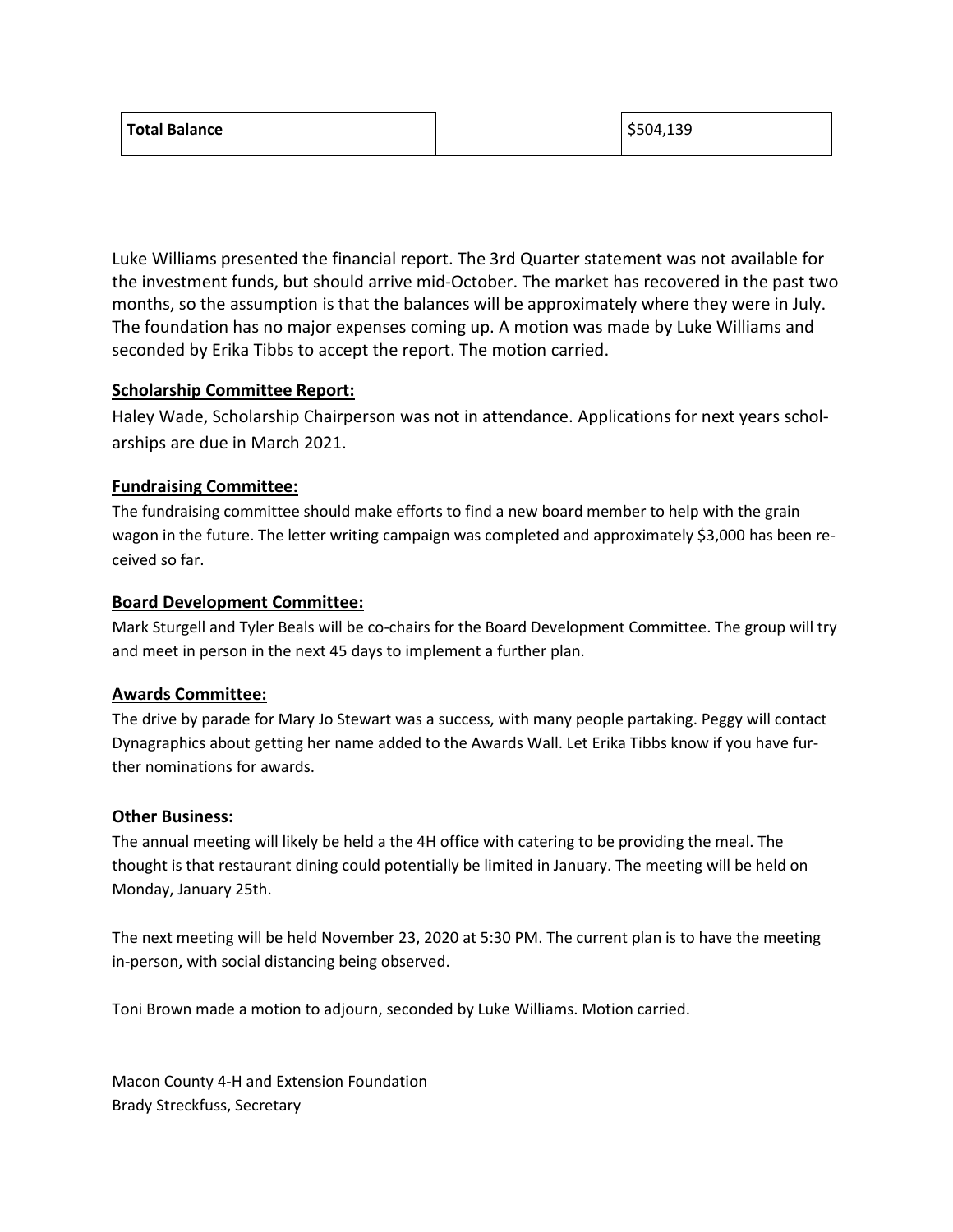| | | |
|---|---|---|
| **Total Balance** | | $504,139 |

Luke Williams presented the financial report. The 3rd Quarter statement was not available for the investment funds, but should arrive mid-October. The market has recovered in the past two months, so the assumption is that the balances will be approximately where they were in July. The foundation has no major expenses coming up. A motion was made by Luke Williams and seconded by Erika Tibbs to accept the report. The motion carried.

**Scholarship Committee Report:**

Haley Wade, Scholarship Chairperson was not in attendance. Applications for next years scholarships are due in March 2021.

**Fundraising Committee:**

The fundraising committee should make efforts to find a new board member to help with the grain wagon in the future. The letter writing campaign was completed and approximately $3,000 has been received so far.

**Board Development Committee:**

Mark Sturgell and Tyler Beals will be co-chairs for the Board Development Committee. The group will try and meet in person in the next 45 days to implement a further plan.

**Awards Committee:**

The drive by parade for Mary Jo Stewart was a success, with many people partaking. Peggy will contact Dynagraphics about getting her name added to the Awards Wall. Let Erika Tibbs know if you have further nominations for awards.

**Other Business:**

The annual meeting will likely be held a the 4H office with catering to be providing the meal. The thought is that restaurant dining could potentially be limited in January. The meeting will be held on Monday, January 25th.

The next meeting will be held November 23, 2020 at 5:30 PM. The current plan is to have the meeting in-person, with social distancing being observed.

Toni Brown made a motion to adjourn, seconded by Luke Williams. Motion carried.

Macon County 4-H and Extension Foundation
Brady Streckfuss, Secretary